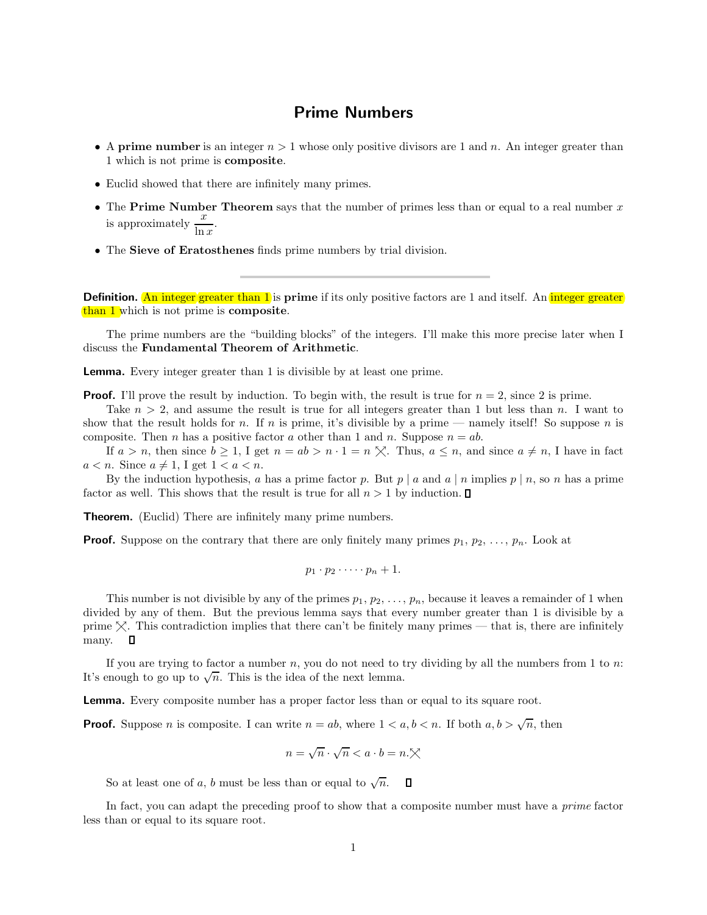# Prime Numbers

- A **prime number** is an integer $n > 1$ whose only positive divisors are 1 and $n$. An integer greater than 1 which is not prime is **composite**.
- Euclid showed that there are infinitely many primes.
- The **Prime Number Theorem** says that the number of primes less than or equal to a real number $x$ is approximately $\dfrac{x}{\ln x}$.
- The **Sieve of Eratosthenes** finds prime numbers by trial division.

---

**Definition.** An integer greater than 1 is **prime** if its only positive factors are 1 and itself. An integer greater than 1 which is not prime is **composite**.

The prime numbers are the "building blocks" of the integers. I'll make this more precise later when I discuss the **Fundamental Theorem of Arithmetic**.

**Lemma.** Every integer greater than 1 is divisible by at least one prime.

**Proof.** I'll prove the result by induction. To begin with, the result is true for $n = 2$, since 2 is prime.

Take $n > 2$, and assume the result is true for all integers greater than 1 but less than $n$. I want to show that the result holds for $n$. If $n$ is prime, it's divisible by a prime — namely itself! So suppose $n$ is composite. Then $n$ has a positive factor $a$ other than 1 and $n$. Suppose $n = ab$.

If $a > n$, then since $b \geq 1$, I get $n = ab > n \cdot 1 = n$ $\times$. Thus, $a \leq n$, and since $a \neq n$, I have in fact $a < n$. Since $a \neq 1$, I get $1 < a < n$.

By the induction hypothesis, $a$ has a prime factor $p$. But $p \mid a$ and $a \mid n$ implies $p \mid n$, so $n$ has a prime factor as well. This shows that the result is true for all $n > 1$ by induction. $\square$

**Theorem.** (Euclid) There are infinitely many prime numbers.

**Proof.** Suppose on the contrary that there are only finitely many primes $p_1, p_2, \ldots, p_n$. Look at

$$p_1 \cdot p_2 \cdot \cdots \cdot p_n + 1.$$

This number is not divisible by any of the primes $p_1, p_2, \ldots, p_n$, because it leaves a remainder of 1 when divided by any of them. But the previous lemma says that every number greater than 1 is divisible by a prime $\times$. This contradiction implies that there can't be finitely many primes — that is, there are infinitely many. $\square$

If you are trying to factor a number $n$, you do not need to try dividing by all the numbers from 1 to $n$: It's enough to go up to $\sqrt{n}$. This is the idea of the next lemma.

**Lemma.** Every composite number has a proper factor less than or equal to its square root.

**Proof.** Suppose $n$ is composite. I can write $n = ab$, where $1 < a, b < n$. If both $a, b > \sqrt{n}$, then

$$n = \sqrt{n} \cdot \sqrt{n} < a \cdot b = n. \times$$

So at least one of $a$, $b$ must be less than or equal to $\sqrt{n}$. $\square$

In fact, you can adapt the preceding proof to show that a composite number must have a *prime* factor less than or equal to its square root.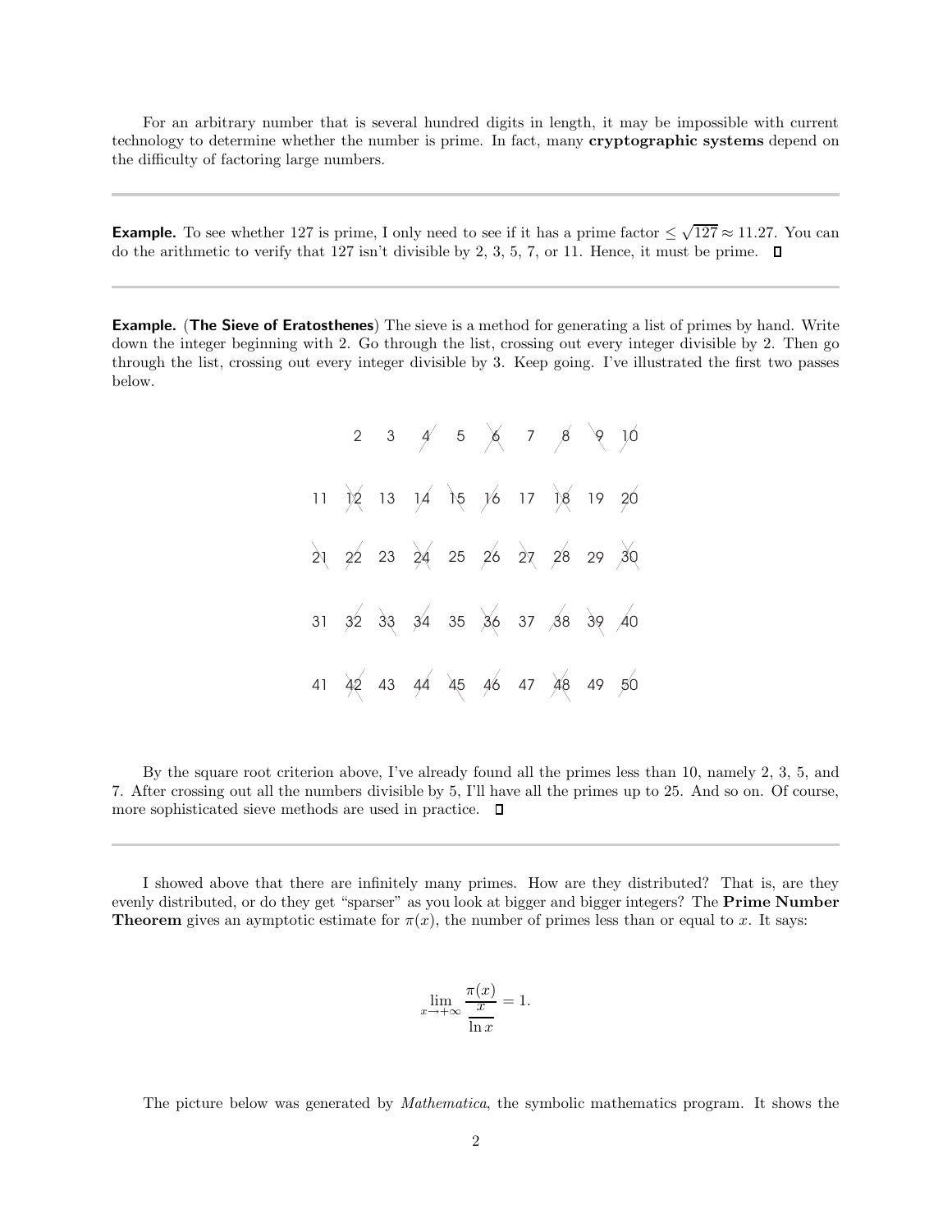For an arbitrary number that is several hundred digits in length, it may be impossible with current technology to determine whether the number is prime. In fact, many **cryptographic systems** depend on the difficulty of factoring large numbers.

---

**Example.** To see whether 127 is prime, I only need to see if it has a prime factor $\le \sqrt{127} \approx 11.27$. You can do the arithmetic to verify that 127 isn't divisible by 2, 3, 5, 7, or 11. Hence, it must be prime. $\square$

---

**Example.** (**The Sieve of Eratosthenes**) The sieve is a method for generating a list of primes by hand. Write down the integer beginning with 2. Go through the list, crossing out every integer divisible by 2. Then go through the list, crossing out every integer divisible by 3. Keep going. I've illustrated the first two passes below.

|  |  |  |  |  |  |  |  |  |  |
|---|---|---|---|---|---|---|---|---|---|
|  | 2 | 3 | ~~4~~ | 5 | ~~6~~ | 7 | ~~8~~ | ~~9~~ | ~~10~~ |
| 11 | ~~12~~ | 13 | ~~14~~ | ~~15~~ | ~~16~~ | 17 | ~~18~~ | 19 | ~~20~~ |
| ~~21~~ | ~~22~~ | 23 | ~~24~~ | 25 | ~~26~~ | ~~27~~ | ~~28~~ | 29 | ~~30~~ |
| 31 | ~~32~~ | ~~33~~ | ~~34~~ | 35 | ~~36~~ | 37 | ~~38~~ | ~~39~~ | ~~40~~ |
| 41 | ~~42~~ | 43 | ~~44~~ | ~~45~~ | ~~46~~ | 47 | ~~48~~ | 49 | ~~50~~ |

By the square root criterion above, I've already found all the primes less than 10, namely 2, 3, 5, and 7. After crossing out all the numbers divisible by 5, I'll have all the primes up to 25. And so on. Of course, more sophisticated sieve methods are used in practice. $\square$

---

I showed above that there are infinitely many primes. How are they distributed? That is, are they evenly distributed, or do they get "sparser" as you look at bigger and bigger integers? The **Prime Number Theorem** gives an aymptotic estimate for $\pi(x)$, the number of primes less than or equal to $x$. It says:

$$\lim_{x \to +\infty} \frac{\pi(x)}{\dfrac{x}{\ln x}} = 1.$$

The picture below was generated by *Mathematica*, the symbolic mathematics program. It shows the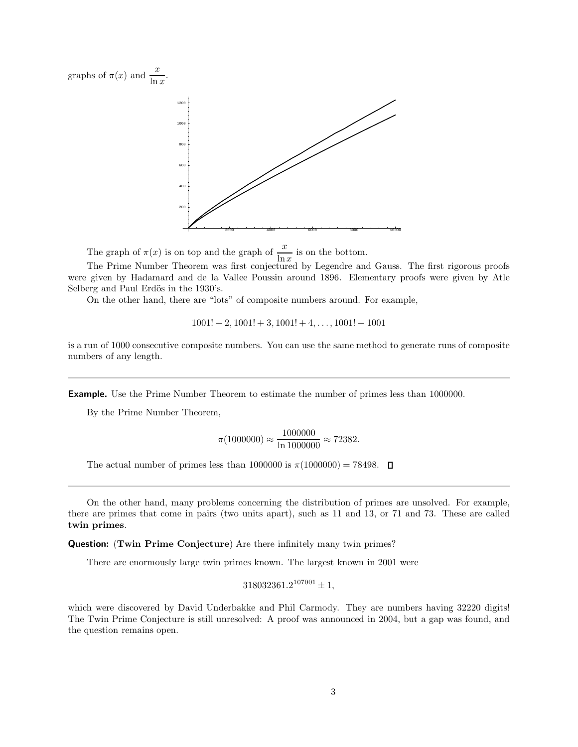graphs of $\pi(x)$ and $\dfrac{x}{\ln x}$.

The graph of $\pi(x)$ is on top and the graph of $\dfrac{x}{\ln x}$ is on the bottom.

The Prime Number Theorem was first conjectured by Legendre and Gauss. The first rigorous proofs were given by Hadamard and de la Vallee Poussin around 1896. Elementary proofs were given by Atle Selberg and Paul Erdös in the 1930's.

On the other hand, there are "lots" of composite numbers around. For example,

$$1001! + 2, 1001! + 3, 1001! + 4, \ldots, 1001! + 1001$$

is a run of 1000 consecutive composite numbers. You can use the same method to generate runs of composite numbers of any length.

---

**Example.** Use the Prime Number Theorem to estimate the number of primes less than 1000000.

By the Prime Number Theorem,

$$\pi(1000000) \approx \frac{1000000}{\ln 1000000} \approx 72382.$$

The actual number of primes less than 1000000 is $\pi(1000000) = 78498$. □

---

On the other hand, many problems concerning the distribution of primes are unsolved. For example, there are primes that come in pairs (two units apart), such as 11 and 13, or 71 and 73. These are called **twin primes**.

**Question:** (**Twin Prime Conjecture**) Are there infinitely many twin primes?

There are enormously large twin primes known. The largest known in 2001 were

$$318032361.2^{107001} \pm 1,$$

which were discovered by David Underbakke and Phil Carmody. They are numbers having 32220 digits! The Twin Prime Conjecture is still unresolved: A proof was announced in 2004, but a gap was found, and the question remains open.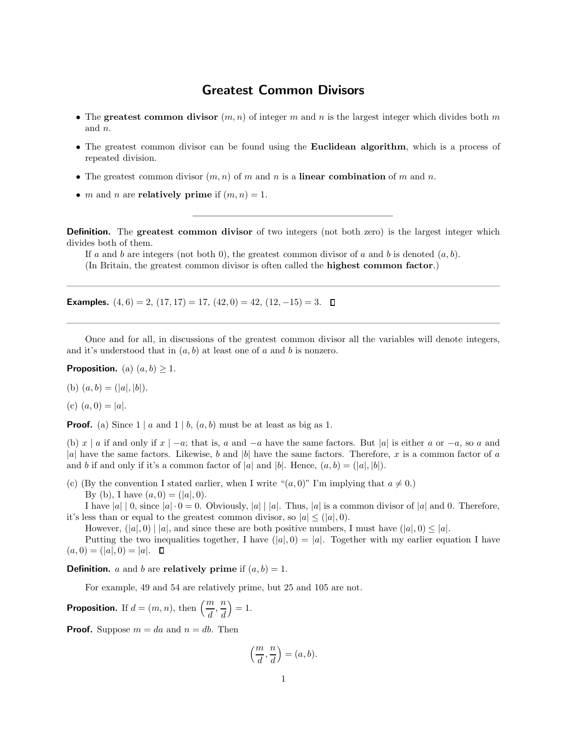# Greatest Common Divisors

- The **greatest common divisor** $(m, n)$ of integer $m$ and $n$ is the largest integer which divides both $m$ and $n$.
- The greatest common divisor can be found using the **Euclidean algorithm**, which is a process of repeated division.
- The greatest common divisor $(m, n)$ of $m$ and $n$ is a **linear combination** of $m$ and $n$.
- $m$ and $n$ are **relatively prime** if $(m, n) = 1$.

---

**Definition.** The **greatest common divisor** of two integers (not both zero) is the largest integer which divides both of them.

If $a$ and $b$ are integers (not both 0), the greatest common divisor of $a$ and $b$ is denoted $(a, b)$.

(In Britain, the greatest common divisor is often called the **highest common factor**.)

---

**Examples.** $(4, 6) = 2$, $(17, 17) = 17$, $(42, 0) = 42$, $(12, -15) = 3$. □

---

Once and for all, in discussions of the greatest common divisor all the variables will denote integers, and it's understood that in $(a, b)$ at least one of $a$ and $b$ is nonzero.

**Proposition.** (a) $(a, b) \geq 1$.

(b) $(a, b) = (|a|, |b|)$.

(c) $(a, 0) = |a|$.

**Proof.** (a) Since $1 \mid a$ and $1 \mid b$, $(a, b)$ must be at least as big as 1.

(b) $x \mid a$ if and only if $x \mid -a$; that is, $a$ and $-a$ have the same factors. But $|a|$ is either $a$ or $-a$, so $a$ and $|a|$ have the same factors. Likewise, $b$ and $|b|$ have the same factors. Therefore, $x$ is a common factor of $a$ and $b$ if and only if it's a common factor of $|a|$ and $|b|$. Hence, $(a, b) = (|a|, |b|)$.

(c) (By the convention I stated earlier, when I write "$(a, 0)$" I'm implying that $a \neq 0$.)

By (b), I have $(a, 0) = (|a|, 0)$.

I have $|a| \mid 0$, since $|a| \cdot 0 = 0$. Obviously, $|a| \mid |a|$. Thus, $|a|$ is a common divisor of $|a|$ and 0. Therefore, it's less than or equal to the greatest common divisor, so $|a| \leq (|a|, 0)$.

However, $(|a|, 0) \mid |a|$, and since these are both positive numbers, I must have $(|a|, 0) \leq |a|$.

Putting the two inequalities together, I have $(|a|, 0) = |a|$. Together with my earlier equation I have $(a, 0) = (|a|, 0) = |a|$. □

**Definition.** $a$ and $b$ are **relatively prime** if $(a, b) = 1$.

For example, 49 and 54 are relatively prime, but 25 and 105 are not.

**Proposition.** If $d = (m, n)$, then $\left(\dfrac{m}{d}, \dfrac{n}{d}\right) = 1$.

**Proof.** Suppose $m = da$ and $n = db$. Then

$$\left(\frac{m}{d}, \frac{n}{d}\right) = (a, b).$$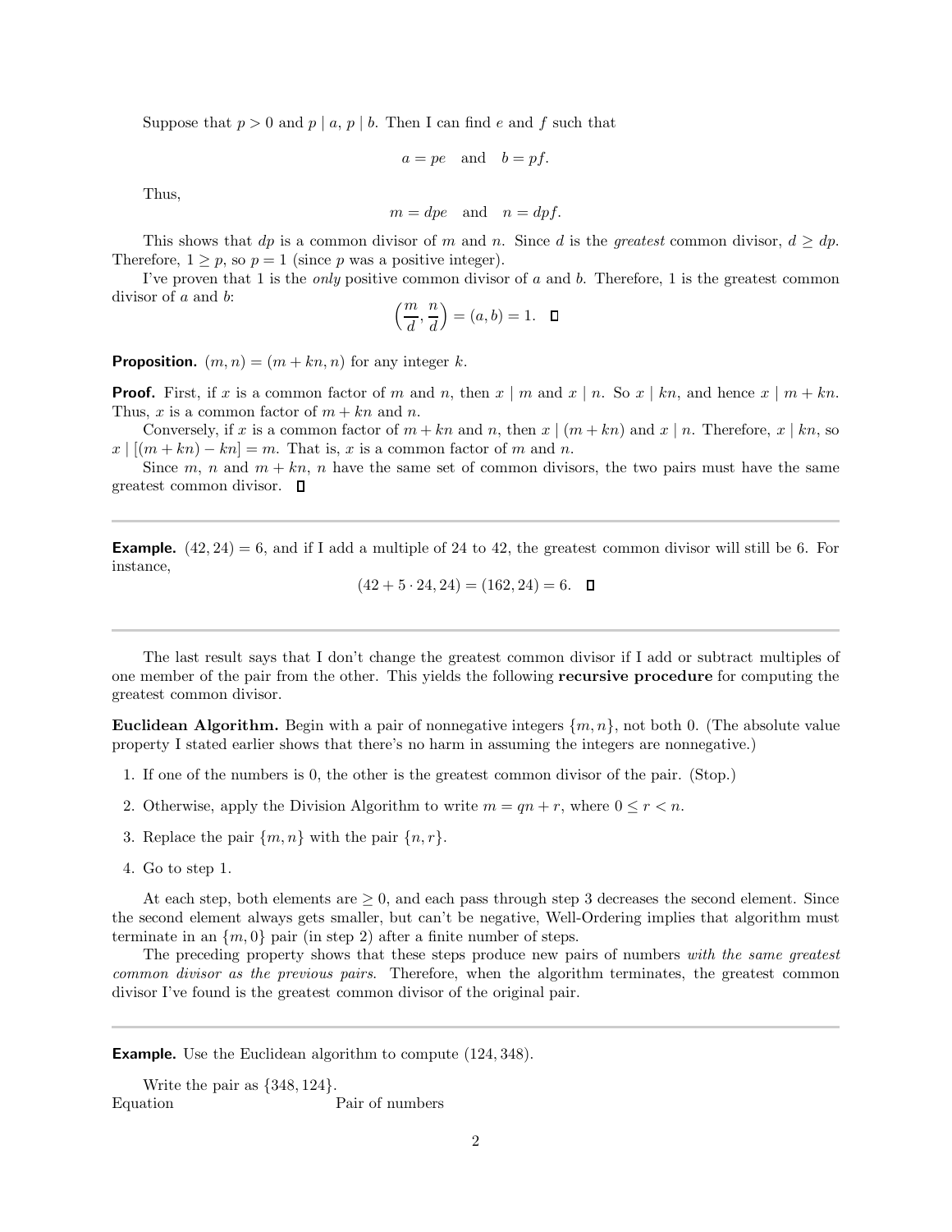Suppose that $p > 0$ and $p \mid a$, $p \mid b$. Then I can find $e$ and $f$ such that

$$a = pe \quad \text{and} \quad b = pf.$$

Thus,

$$m = dpe \quad \text{and} \quad n = dpf.$$

This shows that $dp$ is a common divisor of $m$ and $n$. Since $d$ is the *greatest* common divisor, $d \geq dp$. Therefore, $1 \geq p$, so $p = 1$ (since $p$ was a positive integer).

I've proven that 1 is the *only* positive common divisor of $a$ and $b$. Therefore, 1 is the greatest common divisor of $a$ and $b$:

$$\left(\frac{m}{d}, \frac{n}{d}\right) = (a, b) = 1. \quad \Box$$

**Proposition.** $(m, n) = (m + kn, n)$ for any integer $k$.

**Proof.** First, if $x$ is a common factor of $m$ and $n$, then $x \mid m$ and $x \mid n$. So $x \mid kn$, and hence $x \mid m + kn$. Thus, $x$ is a common factor of $m + kn$ and $n$.

Conversely, if $x$ is a common factor of $m + kn$ and $n$, then $x \mid (m + kn)$ and $x \mid n$. Therefore, $x \mid kn$, so $x \mid [(m + kn) - kn] = m$. That is, $x$ is a common factor of $m$ and $n$.

Since $m$, $n$ and $m + kn$, $n$ have the same set of common divisors, the two pairs must have the same greatest common divisor. $\Box$

---

**Example.** $(42, 24) = 6$, and if I add a multiple of 24 to 42, the greatest common divisor will still be 6. For instance,

$$(42 + 5 \cdot 24, 24) = (162, 24) = 6. \quad \Box$$

---

The last result says that I don't change the greatest common divisor if I add or subtract multiples of one member of the pair from the other. This yields the following **recursive procedure** for computing the greatest common divisor.

**Euclidean Algorithm.** Begin with a pair of nonnegative integers $\{m, n\}$, not both 0. (The absolute value property I stated earlier shows that there's no harm in assuming the integers are nonnegative.)

1. If one of the numbers is 0, the other is the greatest common divisor of the pair. (Stop.)
2. Otherwise, apply the Division Algorithm to write $m = qn + r$, where $0 \leq r < n$.
3. Replace the pair $\{m, n\}$ with the pair $\{n, r\}$.
4. Go to step 1.

At each step, both elements are $\geq 0$, and each pass through step 3 decreases the second element. Since the second element always gets smaller, but can't be negative, Well-Ordering implies that algorithm must terminate in an $\{m, 0\}$ pair (in step 2) after a finite number of steps.

The preceding property shows that these steps produce new pairs of numbers *with the same greatest common divisor as the previous pairs*. Therefore, when the algorithm terminates, the greatest common divisor I've found is the greatest common divisor of the original pair.

---

**Example.** Use the Euclidean algorithm to compute $(124, 348)$.

Write the pair as $\{348, 124\}$.

Equation Pair of numbers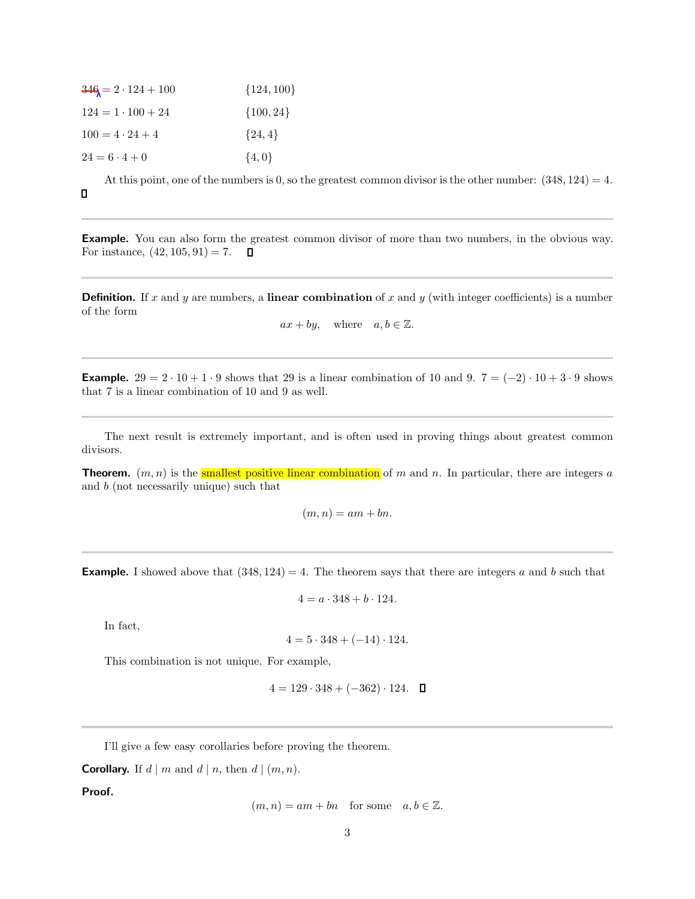| | |
|---|---|
| $346 = 2 \cdot 124 + 100$ | $\{124, 100\}$ |
| $124 = 1 \cdot 100 + 24$ | $\{100, 24\}$ |
| $100 = 4 \cdot 24 + 4$ | $\{24, 4\}$ |
| $24 = 6 \cdot 4 + 0$ | $\{4, 0\}$ |

At this point, one of the numbers is 0, so the greatest common divisor is the other number: $(348, 124) = 4$. □

---

**Example.** You can also form the greatest common divisor of more than two numbers, in the obvious way. For instance, $(42, 105, 91) = 7$. □

---

**Definition.** If $x$ and $y$ are numbers, a **linear combination** of $x$ and $y$ (with integer coefficients) is a number of the form

$$ax + by, \quad \text{where} \quad a, b \in \mathbb{Z}.$$

---

**Example.** $29 = 2 \cdot 10 + 1 \cdot 9$ shows that 29 is a linear combination of 10 and 9. $7 = (-2) \cdot 10 + 3 \cdot 9$ shows that 7 is a linear combination of 10 and 9 as well.

---

The next result is extremely important, and is often used in proving things about greatest common divisors.

**Theorem.** $(m, n)$ is the smallest positive linear combination of $m$ and $n$. In particular, there are integers $a$ and $b$ (not necessarily unique) such that

$$(m, n) = am + bn.$$

---

**Example.** I showed above that $(348, 124) = 4$. The theorem says that there are integers $a$ and $b$ such that

$$4 = a \cdot 348 + b \cdot 124.$$

In fact,

$$4 = 5 \cdot 348 + (-14) \cdot 124.$$

This combination is not unique. For example,

$$4 = 129 \cdot 348 + (-362) \cdot 124. \quad \square$$

---

I'll give a few easy corollaries before proving the theorem.

**Corollary.** If $d \mid m$ and $d \mid n$, then $d \mid (m, n)$.

**Proof.**

$$(m, n) = am + bn \quad \text{for some} \quad a, b \in \mathbb{Z}.$$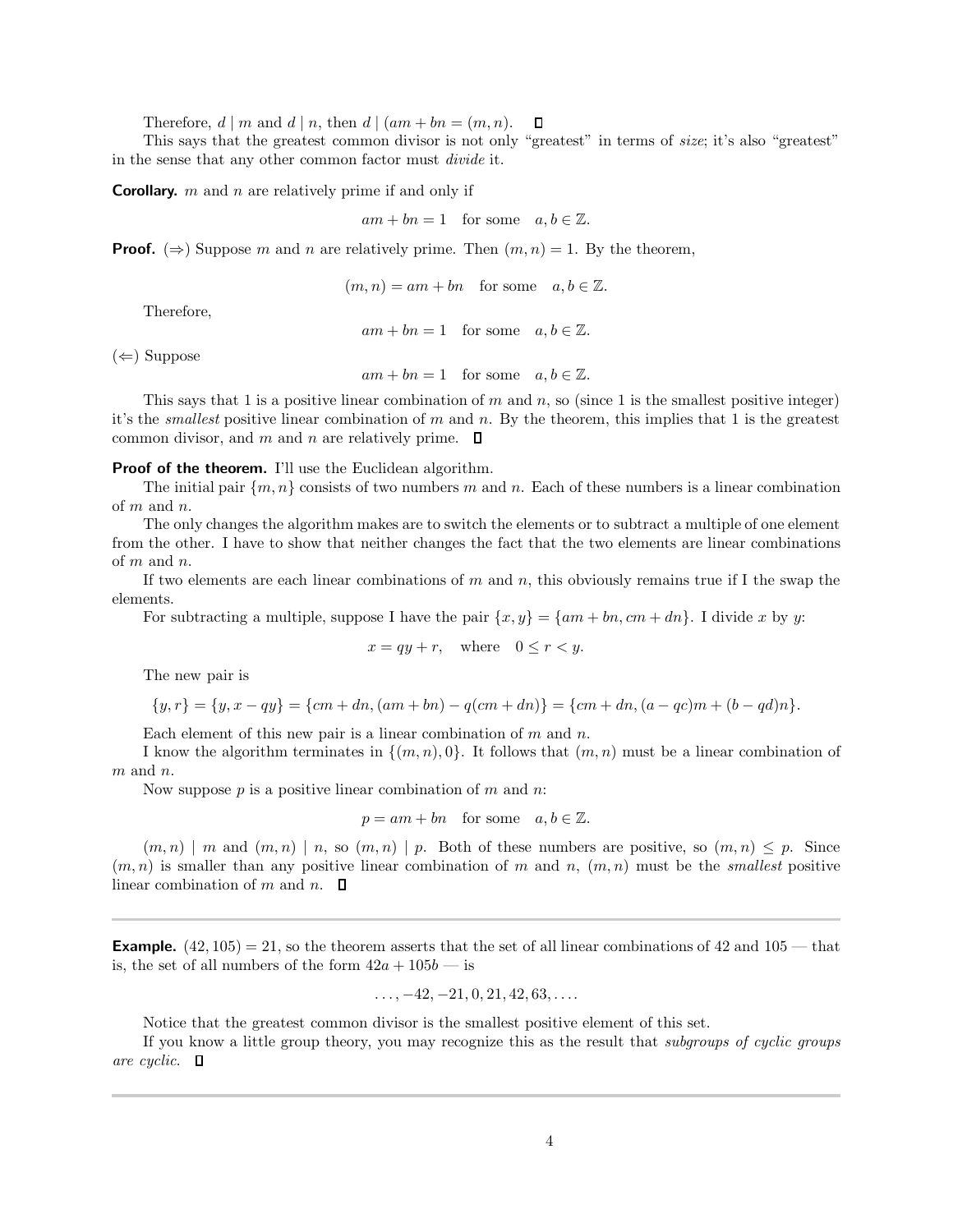Therefore, $d \mid m$ and $d \mid n$, then $d \mid (am + bn = (m, n)$. □

This says that the greatest common divisor is not only "greatest" in terms of *size*; it's also "greatest" in the sense that any other common factor must *divide* it.

**Corollary.** $m$ and $n$ are relatively prime if and only if

$$am + bn = 1 \quad \text{for some} \quad a, b \in \mathbb{Z}.$$

**Proof.** ($\Rightarrow$) Suppose $m$ and $n$ are relatively prime. Then $(m, n) = 1$. By the theorem,

$$(m, n) = am + bn \quad \text{for some} \quad a, b \in \mathbb{Z}.$$

Therefore,

$$am + bn = 1 \quad \text{for some} \quad a, b \in \mathbb{Z}.$$

($\Leftarrow$) Suppose

$$am + bn = 1 \quad \text{for some} \quad a, b \in \mathbb{Z}.$$

This says that 1 is a positive linear combination of $m$ and $n$, so (since 1 is the smallest positive integer) it's the *smallest* positive linear combination of $m$ and $n$. By the theorem, this implies that 1 is the greatest common divisor, and $m$ and $n$ are relatively prime. □

**Proof of the theorem.** I'll use the Euclidean algorithm.

The initial pair $\{m, n\}$ consists of two numbers $m$ and $n$. Each of these numbers is a linear combination of $m$ and $n$.

The only changes the algorithm makes are to switch the elements or to subtract a multiple of one element from the other. I have to show that neither changes the fact that the two elements are linear combinations of $m$ and $n$.

If two elements are each linear combinations of $m$ and $n$, this obviously remains true if I the swap the elements.

For subtracting a multiple, suppose I have the pair $\{x, y\} = \{am + bn, cm + dn\}$. I divide $x$ by $y$:

$$x = qy + r, \quad \text{where} \quad 0 \le r < y.$$

The new pair is

$$\{y, r\} = \{y, x - qy\} = \{cm + dn, (am + bn) - q(cm + dn)\} = \{cm + dn, (a - qc)m + (b - qd)n\}.$$

Each element of this new pair is a linear combination of $m$ and $n$.

I know the algorithm terminates in $\{(m, n), 0\}$. It follows that $(m, n)$ must be a linear combination of $m$ and $n$.

Now suppose $p$ is a positive linear combination of $m$ and $n$:

$$p = am + bn \quad \text{for some} \quad a, b \in \mathbb{Z}.$$

$(m, n) \mid m$ and $(m, n) \mid n$, so $(m, n) \mid p$. Both of these numbers are positive, so $(m, n) \le p$. Since $(m, n)$ is smaller than any positive linear combination of $m$ and $n$, $(m, n)$ must be the *smallest* positive linear combination of $m$ and $n$. □

---

**Example.** $(42, 105) = 21$, so the theorem asserts that the set of all linear combinations of 42 and 105 — that is, the set of all numbers of the form $42a + 105b$ — is

$$\ldots, -42, -21, 0, 21, 42, 63, \ldots.$$

Notice that the greatest common divisor is the smallest positive element of this set.

If you know a little group theory, you may recognize this as the result that *subgroups of cyclic groups are cyclic*. □

---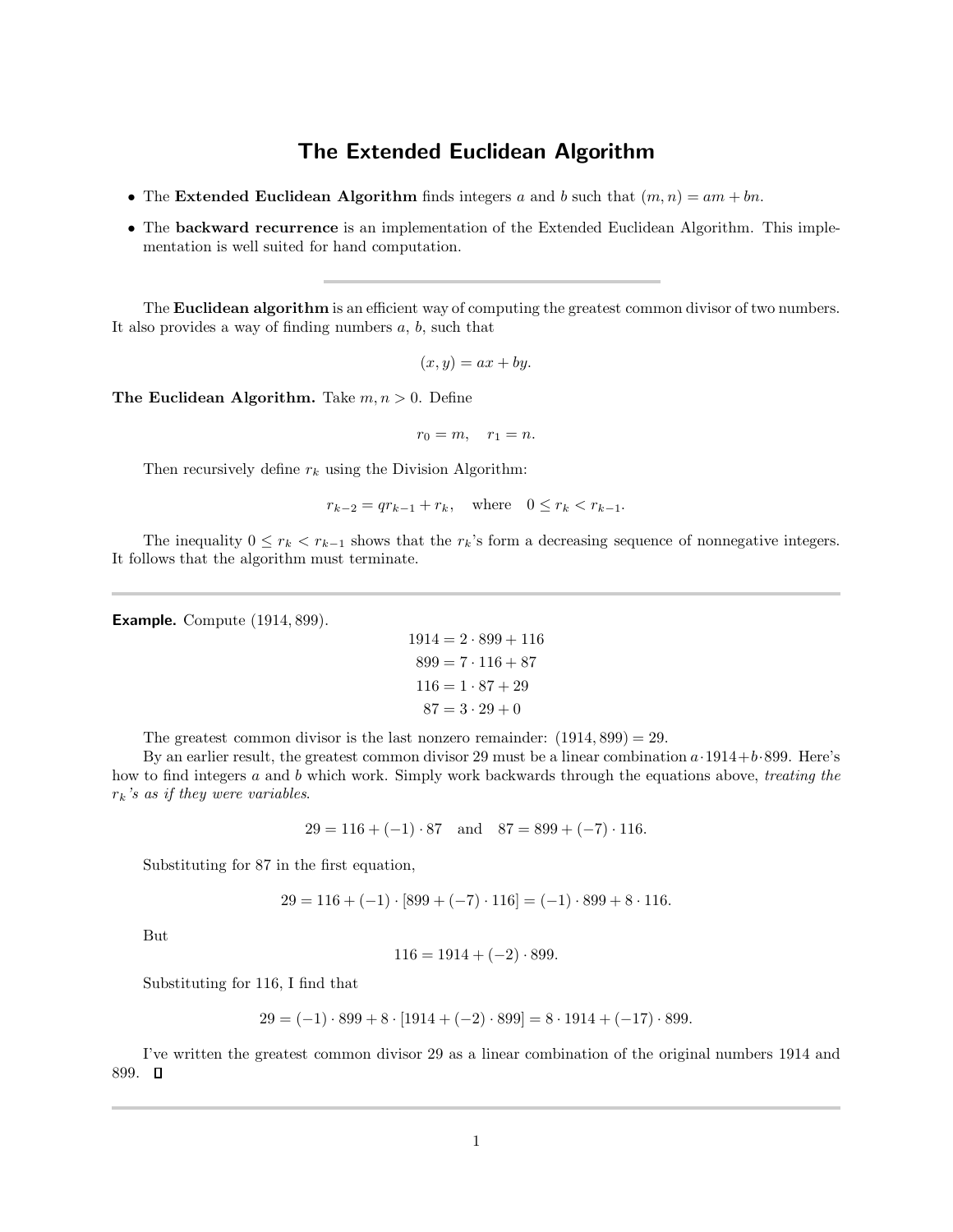# The Extended Euclidean Algorithm

- The **Extended Euclidean Algorithm** finds integers $a$ and $b$ such that $(m, n) = am + bn$.
- The **backward recurrence** is an implementation of the Extended Euclidean Algorithm. This implementation is well suited for hand computation.

---

The **Euclidean algorithm** is an efficient way of computing the greatest common divisor of two numbers. It also provides a way of finding numbers $a$, $b$, such that

$$(x, y) = ax + by.$$

**The Euclidean Algorithm.** Take $m, n > 0$. Define

$$r_0 = m, \quad r_1 = n.$$

Then recursively define $r_k$ using the Division Algorithm:

$$r_{k-2} = qr_{k-1} + r_k, \quad \text{where} \quad 0 \le r_k < r_{k-1}.$$

The inequality $0 \le r_k < r_{k-1}$ shows that the $r_k$'s form a decreasing sequence of nonnegative integers. It follows that the algorithm must terminate.

---

**Example.** Compute $(1914, 899)$.

$$\begin{aligned} 1914 &= 2 \cdot 899 + 116 \\ 899 &= 7 \cdot 116 + 87 \\ 116 &= 1 \cdot 87 + 29 \\ 87 &= 3 \cdot 29 + 0 \end{aligned}$$

The greatest common divisor is the last nonzero remainder: $(1914, 899) = 29$.

By an earlier result, the greatest common divisor 29 must be a linear combination $a \cdot 1914 + b \cdot 899$. Here's how to find integers $a$ and $b$ which work. Simply work backwards through the equations above, *treating the $r_k$'s as if they were variables*.

$$29 = 116 + (-1) \cdot 87 \quad \text{and} \quad 87 = 899 + (-7) \cdot 116.$$

Substituting for 87 in the first equation,

$$29 = 116 + (-1) \cdot [899 + (-7) \cdot 116] = (-1) \cdot 899 + 8 \cdot 116.$$

But

$$116 = 1914 + (-2) \cdot 899.$$

Substituting for 116, I find that

$$29 = (-1) \cdot 899 + 8 \cdot [1914 + (-2) \cdot 899] = 8 \cdot 1914 + (-17) \cdot 899.$$

I've written the greatest common divisor 29 as a linear combination of the original numbers 1914 and 899. □

---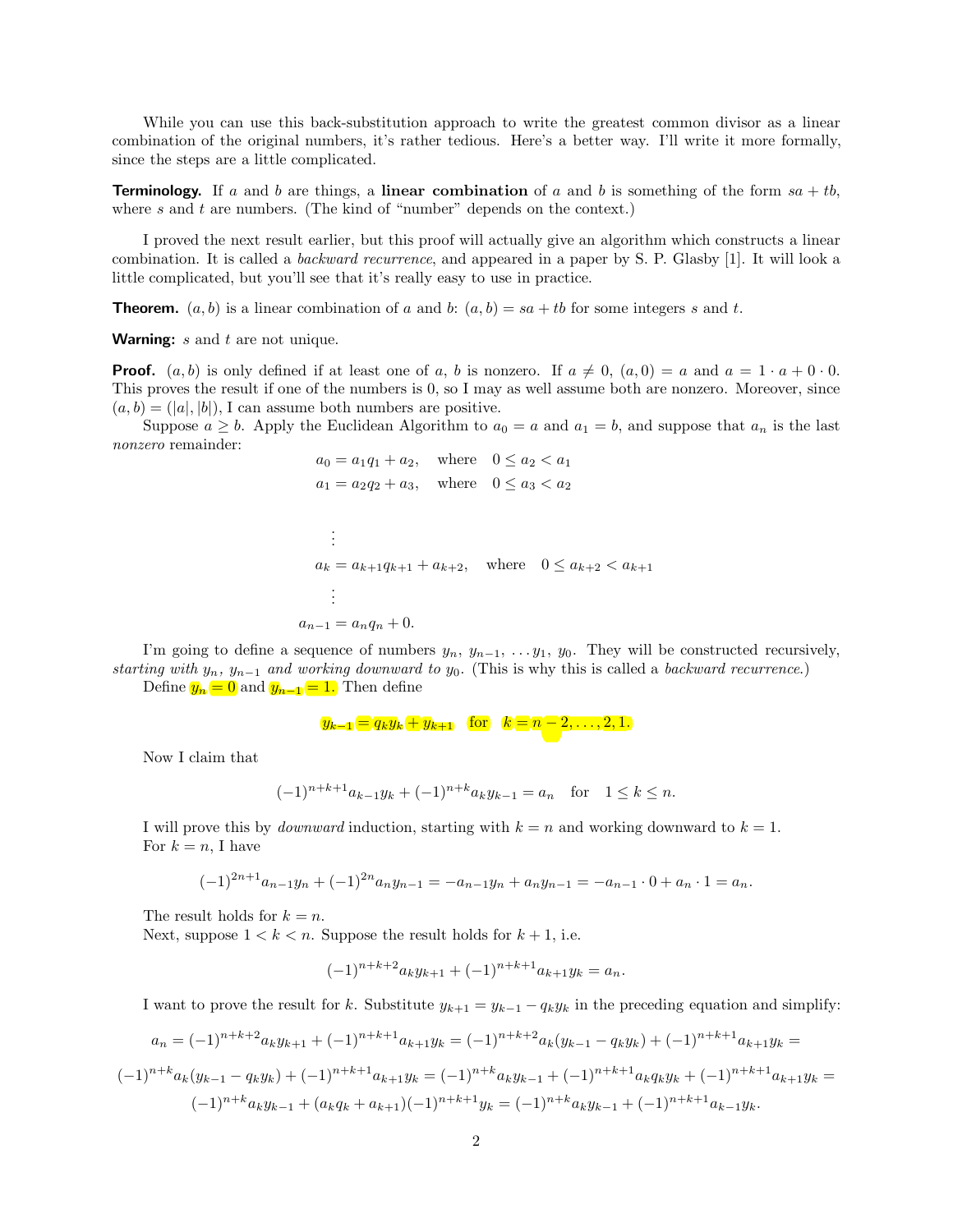While you can use this back-substitution approach to write the greatest common divisor as a linear combination of the original numbers, it's rather tedious. Here's a better way. I'll write it more formally, since the steps are a little complicated.

**Terminology.** If $a$ and $b$ are things, a **linear combination** of $a$ and $b$ is something of the form $sa + tb$, where $s$ and $t$ are numbers. (The kind of "number" depends on the context.)

I proved the next result earlier, but this proof will actually give an algorithm which constructs a linear combination. It is called a *backward recurrence*, and appeared in a paper by S. P. Glasby [1]. It will look a little complicated, but you'll see that it's really easy to use in practice.

**Theorem.** $(a, b)$ is a linear combination of $a$ and $b$: $(a, b) = sa + tb$ for some integers $s$ and $t$.

**Warning:** $s$ and $t$ are not unique.

**Proof.** $(a, b)$ is only defined if at least one of $a$, $b$ is nonzero. If $a \neq 0$, $(a, 0) = a$ and $a = 1 \cdot a + 0 \cdot 0$. This proves the result if one of the numbers is 0, so I may as well assume both are nonzero. Moreover, since $(a, b) = (|a|, |b|)$, I can assume both numbers are positive.

Suppose $a \geq b$. Apply the Euclidean Algorithm to $a_0 = a$ and $a_1 = b$, and suppose that $a_n$ is the last *nonzero* remainder:

$$\begin{aligned}
a_0 &= a_1 q_1 + a_2, \quad \text{where} \quad 0 \leq a_2 < a_1 \\
a_1 &= a_2 q_2 + a_3, \quad \text{where} \quad 0 \leq a_3 < a_2 \\
&\vdots \\
a_k &= a_{k+1} q_{k+1} + a_{k+2}, \quad \text{where} \quad 0 \leq a_{k+2} < a_{k+1} \\
&\vdots \\
a_{n-1} &= a_n q_n + 0.
\end{aligned}$$

I'm going to define a sequence of numbers $y_n$, $y_{n-1}$, $\ldots y_1$, $y_0$. They will be constructed recursively, *starting with $y_n$, $y_{n-1}$ and working downward to $y_0$*. (This is why this is called a *backward recurrence*.)

Define $y_n = 0$ and $y_{n-1} = 1$. Then define

$$y_{k-1} = q_k y_k + y_{k+1} \quad \text{for} \quad k = n-2, \ldots, 2, 1.$$

Now I claim that

$$(-1)^{n+k+1} a_{k-1} y_k + (-1)^{n+k} a_k y_{k-1} = a_n \quad \text{for} \quad 1 \leq k \leq n.$$

I will prove this by *downward* induction, starting with $k = n$ and working downward to $k = 1$.

For $k = n$, I have

$$(-1)^{2n+1} a_{n-1} y_n + (-1)^{2n} a_n y_{n-1} = -a_{n-1} y_n + a_n y_{n-1} = -a_{n-1} \cdot 0 + a_n \cdot 1 = a_n.$$

The result holds for $k = n$.

Next, suppose $1 < k < n$. Suppose the result holds for $k + 1$, i.e.

$$(-1)^{n+k+2} a_k y_{k+1} + (-1)^{n+k+1} a_{k+1} y_k = a_n.$$

I want to prove the result for $k$. Substitute $y_{k+1} = y_{k-1} - q_k y_k$ in the preceding equation and simplify:

$$a_n = (-1)^{n+k+2} a_k y_{k+1} + (-1)^{n+k+1} a_{k+1} y_k = (-1)^{n+k+2} a_k (y_{k-1} - q_k y_k) + (-1)^{n+k+1} a_{k+1} y_k =$$

$$(-1)^{n+k} a_k (y_{k-1} - q_k y_k) + (-1)^{n+k+1} a_{k+1} y_k = (-1)^{n+k} a_k y_{k-1} + (-1)^{n+k+1} a_k q_k y_k + (-1)^{n+k+1} a_{k+1} y_k =$$

$$(-1)^{n+k} a_k y_{k-1} + (a_k q_k + a_{k+1})(-1)^{n+k+1} y_k = (-1)^{n+k} a_k y_{k-1} + (-1)^{n+k+1} a_{k-1} y_k.$$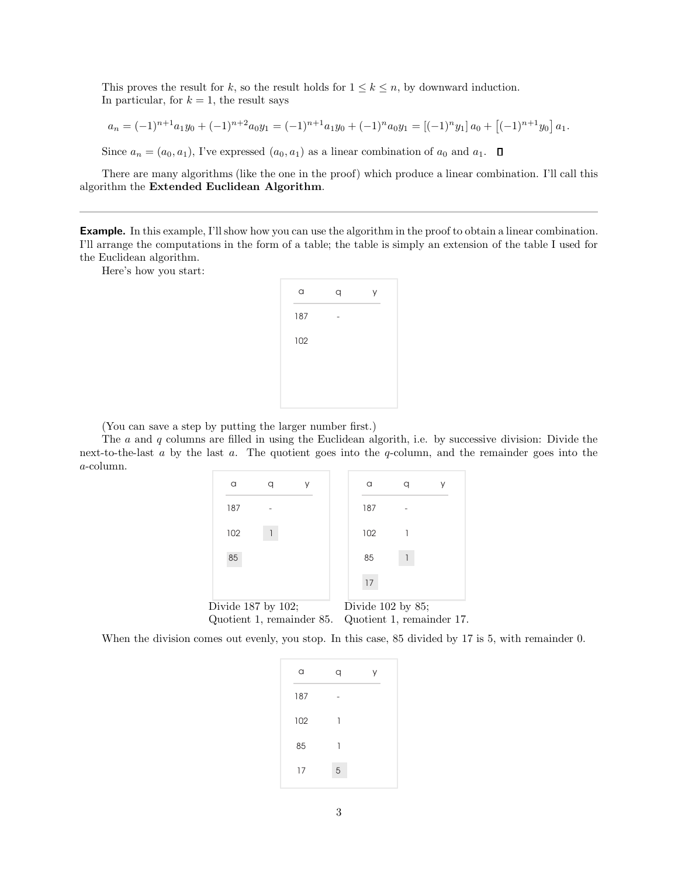This proves the result for $k$, so the result holds for $1 \le k \le n$, by downward induction.

In particular, for $k = 1$, the result says

$$a_n = (-1)^{n+1} a_1 y_0 + (-1)^{n+2} a_0 y_1 = (-1)^{n+1} a_1 y_0 + (-1)^n a_0 y_1 = [(-1)^n y_1]\, a_0 + \left[(-1)^{n+1} y_0\right] a_1.$$

Since $a_n = (a_0, a_1)$, I've expressed $(a_0, a_1)$ as a linear combination of $a_0$ and $a_1$. □

There are many algorithms (like the one in the proof) which produce a linear combination. I'll call this algorithm the **Extended Euclidean Algorithm**.

---

**Example.** In this example, I'll show how you can use the algorithm in the proof to obtain a linear combination. I'll arrange the computations in the form of a table; the table is simply an extension of the table I used for the Euclidean algorithm.

Here's how you start:

| a | q | y |
|---|---|---|
| 187 | - | |
| 102 | | |

(You can save a step by putting the larger number first.)

The $a$ and $q$ columns are filled in using the Euclidean algorith, i.e. by successive division: Divide the next-to-the-last $a$ by the last $a$. The quotient goes into the $q$-column, and the remainder goes into the $a$-column.

| a | q | y |
|---|---|---|
| 187 | - | |
| 102 | 1 | |
| 85 | | |

Divide 187 by 102;
Quotient 1, remainder 85.

| a | q | y |
|---|---|---|
| 187 | - | |
| 102 | 1 | |
| 85 | 1 | |
| 17 | | |

Divide 102 by 85;
Quotient 1, remainder 17.

When the division comes out evenly, you stop. In this case, 85 divided by 17 is 5, with remainder 0.

| a | q | y |
|---|---|---|
| 187 | - | |
| 102 | 1 | |
| 85 | 1 | |
| 17 | 5 | |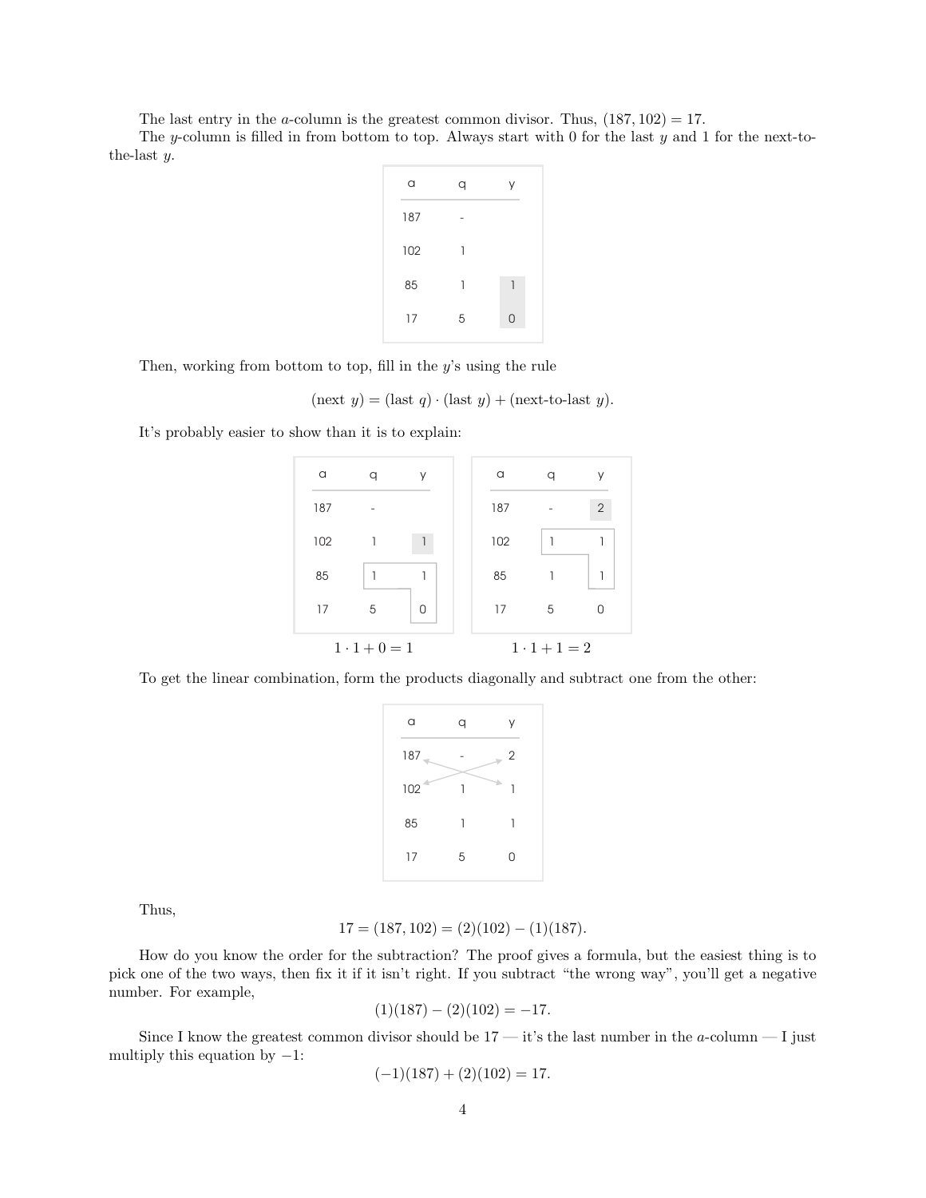The last entry in the $a$-column is the greatest common divisor. Thus, $(187, 102) = 17$.

The $y$-column is filled in from bottom to top. Always start with 0 for the last $y$ and 1 for the next-to-the-last $y$.

| a | q | y |
|---|---|---|
| 187 | - | |
| 102 | 1 | |
| 85 | 1 | 1 |
| 17 | 5 | 0 |

Then, working from bottom to top, fill in the $y$'s using the rule

$$(\text{next } y) = (\text{last } q) \cdot (\text{last } y) + (\text{next-to-last } y).$$

It's probably easier to show than it is to explain:

| a | q | y |
|---|---|---|
| 187 | - | |
| 102 | 1 | 1 |
| 85 | 1 | 1 |
| 17 | 5 | 0 |

$1 \cdot 1 + 0 = 1$

| a | q | y |
|---|---|---|
| 187 | - | 2 |
| 102 | 1 | 1 |
| 85 | 1 | 1 |
| 17 | 5 | 0 |

$1 \cdot 1 + 1 = 2$

To get the linear combination, form the products diagonally and subtract one from the other:

| a | q | y |
|---|---|---|
| 187 | - | 2 |
| 102 | 1 | 1 |
| 85 | 1 | 1 |
| 17 | 5 | 0 |

Thus,

$$17 = (187, 102) = (2)(102) - (1)(187).$$

How do you know the order for the subtraction? The proof gives a formula, but the easiest thing is to pick one of the two ways, then fix it if it isn't right. If you subtract "the wrong way", you'll get a negative number. For example,

$$(1)(187) - (2)(102) = -17.$$

Since I know the greatest common divisor should be 17 — it's the last number in the $a$-column — I just multiply this equation by $-1$:

$$(-1)(187) + (2)(102) = 17.$$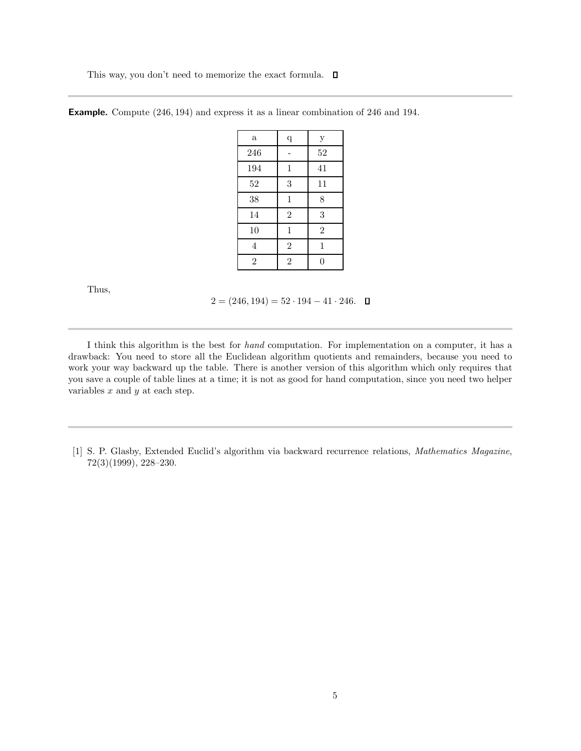This way, you don't need to memorize the exact formula. □

---

**Example.** Compute $(246, 194)$ and express it as a linear combination of 246 and 194.

| a | q | y |
|---|---|---|
| 246 | - | 52 |
| 194 | 1 | 41 |
| 52 | 3 | 11 |
| 38 | 1 | 8 |
| 14 | 2 | 3 |
| 10 | 1 | 2 |
| 4 | 2 | 1 |
| 2 | 2 | 0 |

Thus,

$$2 = (246, 194) = 52 \cdot 194 - 41 \cdot 246. \quad \square$$

---

I think this algorithm is the best for *hand* computation. For implementation on a computer, it has a drawback: You need to store all the Euclidean algorithm quotients and remainders, because you need to work your way backward up the table. There is another version of this algorithm which only requires that you save a couple of table lines at a time; it is not as good for hand computation, since you need two helper variables $x$ and $y$ at each step.

---

[1] S. P. Glasby, Extended Euclid's algorithm via backward recurrence relations, *Mathematics Magazine*, 72(3)(1999), 228–230.